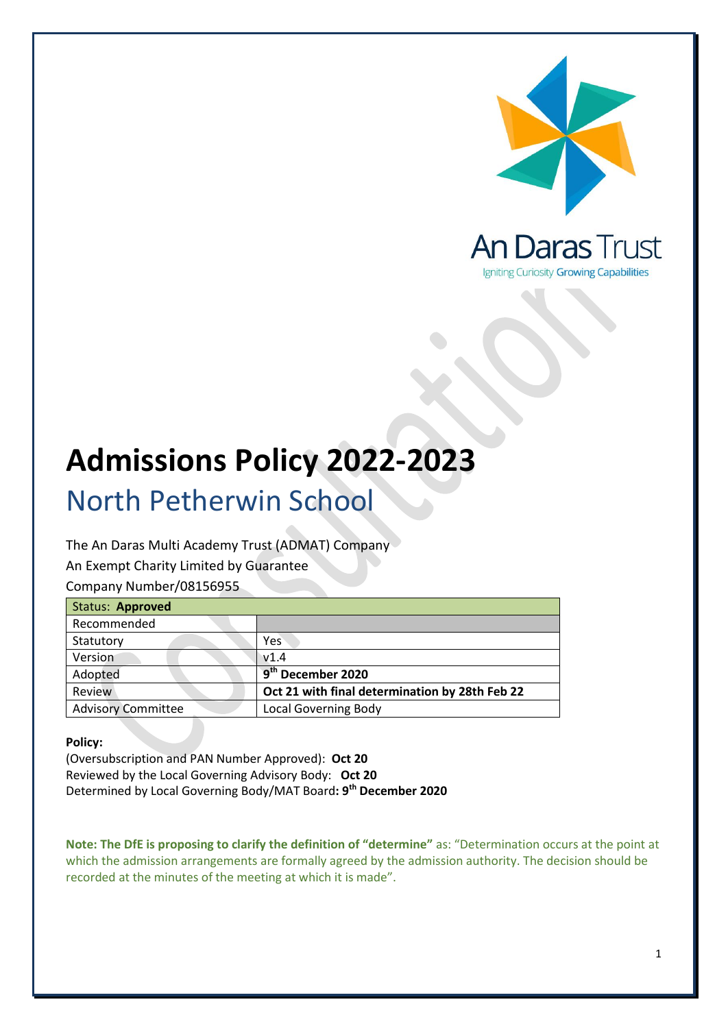An Daras Trust

Igniting Curiosity Growing Capabilities

# Admissions Policy 2022-2023

## North Petherwin School

The An Daras Multi Academy Trust (ADMAT) Company

An Exempt Charity Limited by Guarantee

Company Number/08156955

| Status: **Approved** | |
|---|---|
| Recommended | |
| Statutory | Yes |
| Version | v1.4 |
| Adopted | **9th December 2020** |
| Review | **Oct 21 with final determination by 28th Feb 22** |
| Advisory Committee | Local Governing Body |

**Policy:**

(Oversubscription and PAN Number Approved): **Oct 20**

Reviewed by the Local Governing Advisory Body: **Oct 20**

Determined by Local Governing Body/MAT Board**: 9th December 2020**

**Note: The DfE is proposing to clarify the definition of "determine"** as: "Determination occurs at the point at which the admission arrangements are formally agreed by the admission authority. The decision should be recorded at the minutes of the meeting at which it is made".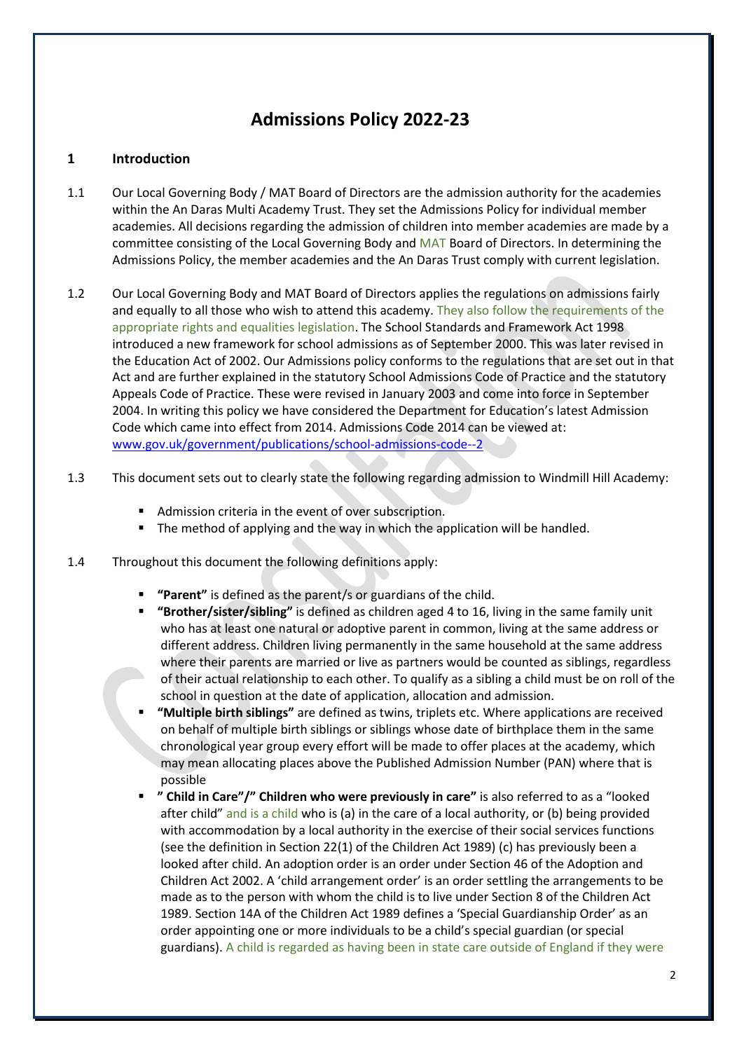# Admissions Policy 2022-23

## 1 Introduction

1.1 Our Local Governing Body / MAT Board of Directors are the admission authority for the academies within the An Daras Multi Academy Trust. They set the Admissions Policy for individual member academies. All decisions regarding the admission of children into member academies are made by a committee consisting of the Local Governing Body and MAT Board of Directors. In determining the Admissions Policy, the member academies and the An Daras Trust comply with current legislation.

1.2 Our Local Governing Body and MAT Board of Directors applies the regulations on admissions fairly and equally to all those who wish to attend this academy. They also follow the requirements of the appropriate rights and equalities legislation. The School Standards and Framework Act 1998 introduced a new framework for school admissions as of September 2000. This was later revised in the Education Act of 2002. Our Admissions policy conforms to the regulations that are set out in that Act and are further explained in the statutory School Admissions Code of Practice and the statutory Appeals Code of Practice. These were revised in January 2003 and come into force in September 2004. In writing this policy we have considered the Department for Education's latest Admission Code which came into effect from 2014. Admissions Code 2014 can be viewed at: www.gov.uk/government/publications/school-admissions-code--2

1.3 This document sets out to clearly state the following regarding admission to Windmill Hill Academy:

- Admission criteria in the event of over subscription.
- The method of applying and the way in which the application will be handled.

1.4 Throughout this document the following definitions apply:

- **"Parent"** is defined as the parent/s or guardians of the child.
- **"Brother/sister/sibling"** is defined as children aged 4 to 16, living in the same family unit who has at least one natural or adoptive parent in common, living at the same address or different address. Children living permanently in the same household at the same address where their parents are married or live as partners would be counted as siblings, regardless of their actual relationship to each other. To qualify as a sibling a child must be on roll of the school in question at the date of application, allocation and admission.
- **"Multiple birth siblings"** are defined as twins, triplets etc. Where applications are received on behalf of multiple birth siblings or siblings whose date of birthplace them in the same chronological year group every effort will be made to offer places at the academy, which may mean allocating places above the Published Admission Number (PAN) where that is possible
- **" Child in Care"/" Children who were previously in care"** is also referred to as a "looked after child" and is a child who is (a) in the care of a local authority, or (b) being provided with accommodation by a local authority in the exercise of their social services functions (see the definition in Section 22(1) of the Children Act 1989) (c) has previously been a looked after child. An adoption order is an order under Section 46 of the Adoption and Children Act 2002. A 'child arrangement order' is an order settling the arrangements to be made as to the person with whom the child is to live under Section 8 of the Children Act 1989. Section 14A of the Children Act 1989 defines a 'Special Guardianship Order' as an order appointing one or more individuals to be a child's special guardian (or special guardians). A child is regarded as having been in state care outside of England if they were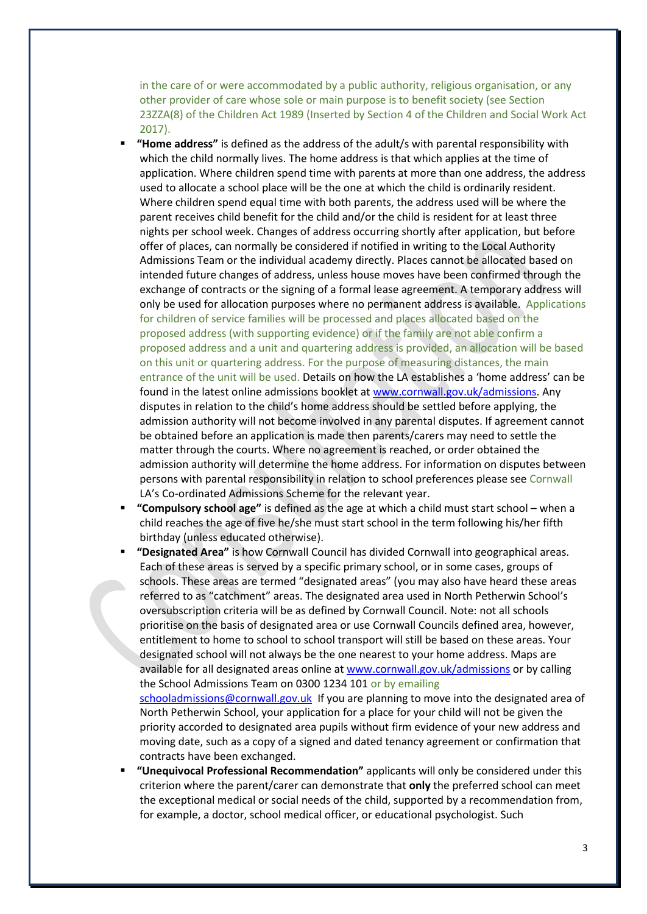in the care of or were accommodated by a public authority, religious organisation, or any other provider of care whose sole or main purpose is to benefit society (see Section 23ZZA(8) of the Children Act 1989 (Inserted by Section 4 of the Children and Social Work Act 2017).

- **"Home address"** is defined as the address of the adult/s with parental responsibility with which the child normally lives. The home address is that which applies at the time of application. Where children spend time with parents at more than one address, the address used to allocate a school place will be the one at which the child is ordinarily resident. Where children spend equal time with both parents, the address used will be where the parent receives child benefit for the child and/or the child is resident for at least three nights per school week. Changes of address occurring shortly after application, but before offer of places, can normally be considered if notified in writing to the Local Authority Admissions Team or the individual academy directly. Places cannot be allocated based on intended future changes of address, unless house moves have been confirmed through the exchange of contracts or the signing of a formal lease agreement. A temporary address will only be used for allocation purposes where no permanent address is available. Applications for children of service families will be processed and places allocated based on the proposed address (with supporting evidence) or if the family are not able confirm a proposed address and a unit and quartering address is provided, an allocation will be based on this unit or quartering address. For the purpose of measuring distances, the main entrance of the unit will be used. Details on how the LA establishes a 'home address' can be found in the latest online admissions booklet at www.cornwall.gov.uk/admissions. Any disputes in relation to the child's home address should be settled before applying, the admission authority will not become involved in any parental disputes. If agreement cannot be obtained before an application is made then parents/carers may need to settle the matter through the courts. Where no agreement is reached, or order obtained the admission authority will determine the home address. For information on disputes between persons with parental responsibility in relation to school preferences please see Cornwall LA's Co-ordinated Admissions Scheme for the relevant year.
- **"Compulsory school age"** is defined as the age at which a child must start school – when a child reaches the age of five he/she must start school in the term following his/her fifth birthday (unless educated otherwise).
- **"Designated Area"** is how Cornwall Council has divided Cornwall into geographical areas. Each of these areas is served by a specific primary school, or in some cases, groups of schools. These areas are termed "designated areas" (you may also have heard these areas referred to as "catchment" areas. The designated area used in North Petherwin School's oversubscription criteria will be as defined by Cornwall Council. Note: not all schools prioritise on the basis of designated area or use Cornwall Councils defined area, however, entitlement to home to school to school transport will still be based on these areas. Your designated school will not always be the one nearest to your home address. Maps are available for all designated areas online at www.cornwall.gov.uk/admissions or by calling the School Admissions Team on 0300 1234 101 or by emailing schooladmissions@cornwall.gov.uk If you are planning to move into the designated area of North Petherwin School, your application for a place for your child will not be given the priority accorded to designated area pupils without firm evidence of your new address and moving date, such as a copy of a signed and dated tenancy agreement or confirmation that contracts have been exchanged.
- **"Unequivocal Professional Recommendation"** applicants will only be considered under this criterion where the parent/carer can demonstrate that **only** the preferred school can meet the exceptional medical or social needs of the child, supported by a recommendation from, for example, a doctor, school medical officer, or educational psychologist. Such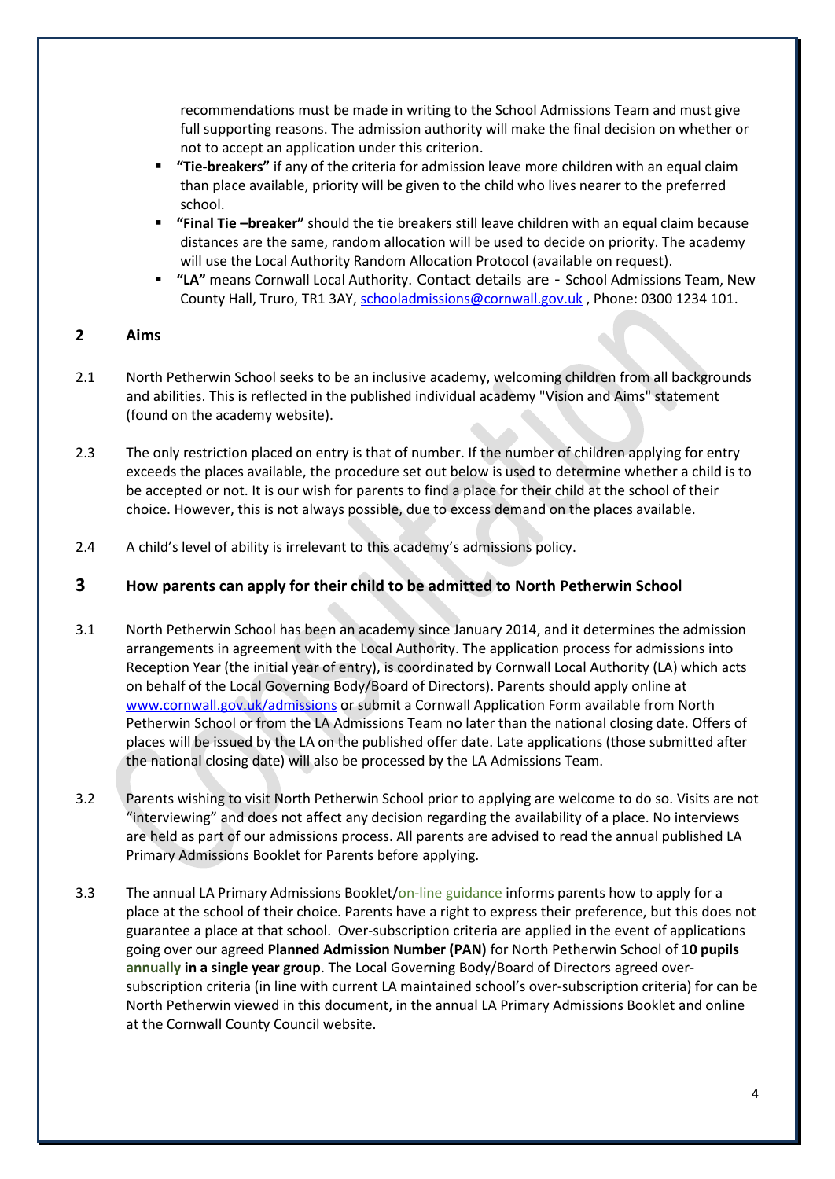recommendations must be made in writing to the School Admissions Team and must give full supporting reasons. The admission authority will make the final decision on whether or not to accept an application under this criterion.

- **"Tie-breakers"** if any of the criteria for admission leave more children with an equal claim than place available, priority will be given to the child who lives nearer to the preferred school.
- **"Final Tie –breaker"** should the tie breakers still leave children with an equal claim because distances are the same, random allocation will be used to decide on priority. The academy will use the Local Authority Random Allocation Protocol (available on request).
- **"LA"** means Cornwall Local Authority. Contact details are - School Admissions Team, New County Hall, Truro, TR1 3AY, schooladmissions@cornwall.gov.uk , Phone: 0300 1234 101.

## 2 Aims

2.1 North Petherwin School seeks to be an inclusive academy, welcoming children from all backgrounds and abilities. This is reflected in the published individual academy "Vision and Aims" statement (found on the academy website).

2.3 The only restriction placed on entry is that of number. If the number of children applying for entry exceeds the places available, the procedure set out below is used to determine whether a child is to be accepted or not. It is our wish for parents to find a place for their child at the school of their choice. However, this is not always possible, due to excess demand on the places available.

2.4 A child's level of ability is irrelevant to this academy's admissions policy.

## 3 How parents can apply for their child to be admitted to North Petherwin School

3.1 North Petherwin School has been an academy since January 2014, and it determines the admission arrangements in agreement with the Local Authority. The application process for admissions into Reception Year (the initial year of entry), is coordinated by Cornwall Local Authority (LA) which acts on behalf of the Local Governing Body/Board of Directors). Parents should apply online at www.cornwall.gov.uk/admissions or submit a Cornwall Application Form available from North Petherwin School or from the LA Admissions Team no later than the national closing date. Offers of places will be issued by the LA on the published offer date. Late applications (those submitted after the national closing date) will also be processed by the LA Admissions Team.

3.2 Parents wishing to visit North Petherwin School prior to applying are welcome to do so. Visits are not "interviewing" and does not affect any decision regarding the availability of a place. No interviews are held as part of our admissions process. All parents are advised to read the annual published LA Primary Admissions Booklet for Parents before applying.

3.3 The annual LA Primary Admissions Booklet/on-line guidance informs parents how to apply for a place at the school of their choice. Parents have a right to express their preference, but this does not guarantee a place at that school. Over-subscription criteria are applied in the event of applications going over our agreed **Planned Admission Number (PAN)** for North Petherwin School of **10 pupils annually in a single year group**. The Local Governing Body/Board of Directors agreed over-subscription criteria (in line with current LA maintained school's over-subscription criteria) for can be North Petherwin viewed in this document, in the annual LA Primary Admissions Booklet and online at the Cornwall County Council website.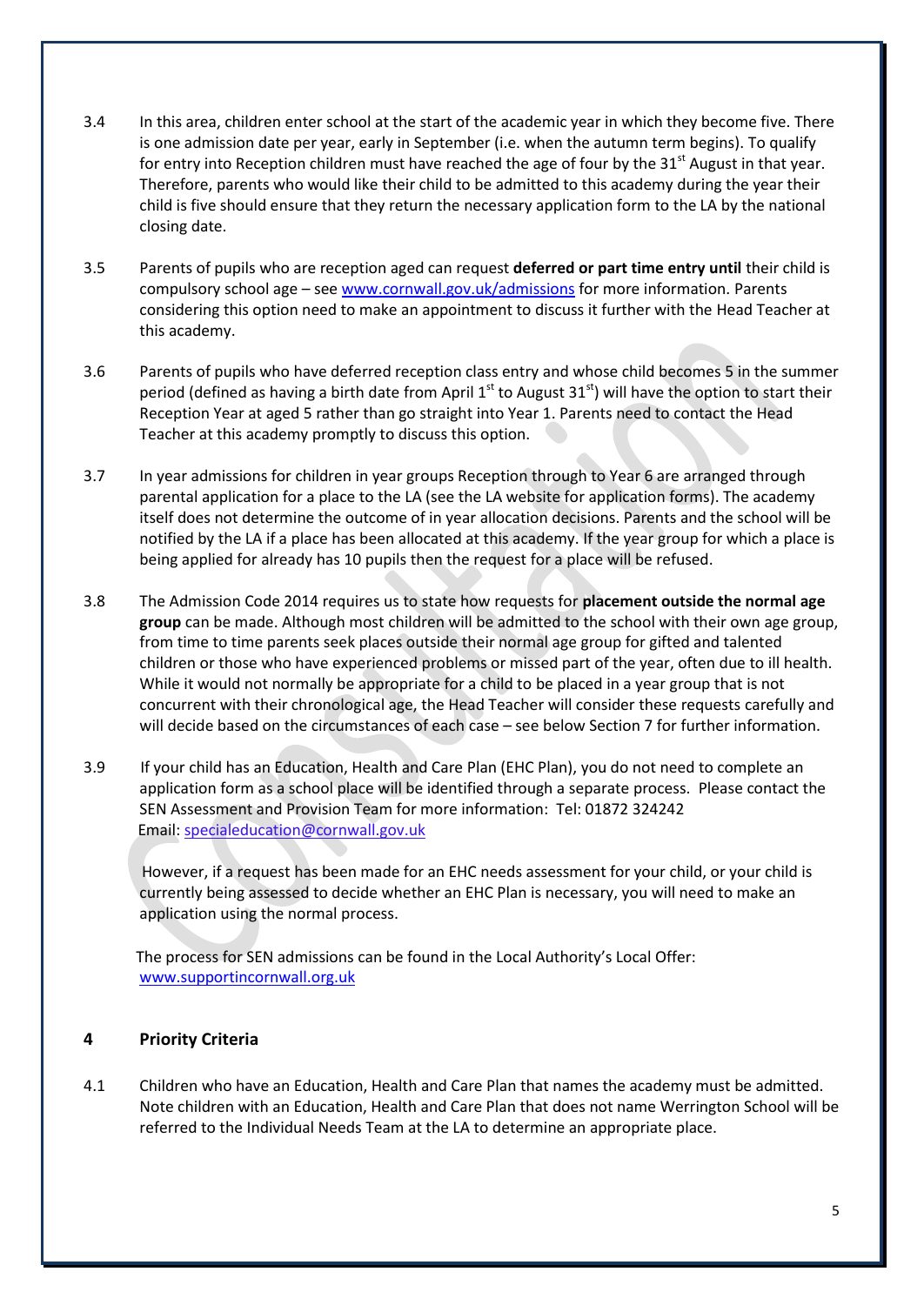3.4 In this area, children enter school at the start of the academic year in which they become five. There is one admission date per year, early in September (i.e. when the autumn term begins). To qualify for entry into Reception children must have reached the age of four by the 31st August in that year. Therefore, parents who would like their child to be admitted to this academy during the year their child is five should ensure that they return the necessary application form to the LA by the national closing date.

3.5 Parents of pupils who are reception aged can request **deferred or part time entry until** their child is compulsory school age – see www.cornwall.gov.uk/admissions for more information. Parents considering this option need to make an appointment to discuss it further with the Head Teacher at this academy.

3.6 Parents of pupils who have deferred reception class entry and whose child becomes 5 in the summer period (defined as having a birth date from April 1st to August 31st) will have the option to start their Reception Year at aged 5 rather than go straight into Year 1. Parents need to contact the Head Teacher at this academy promptly to discuss this option.

3.7 In year admissions for children in year groups Reception through to Year 6 are arranged through parental application for a place to the LA (see the LA website for application forms). The academy itself does not determine the outcome of in year allocation decisions. Parents and the school will be notified by the LA if a place has been allocated at this academy. If the year group for which a place is being applied for already has 10 pupils then the request for a place will be refused.

3.8 The Admission Code 2014 requires us to state how requests for **placement outside the normal age group** can be made. Although most children will be admitted to the school with their own age group, from time to time parents seek places outside their normal age group for gifted and talented children or those who have experienced problems or missed part of the year, often due to ill health. While it would not normally be appropriate for a child to be placed in a year group that is not concurrent with their chronological age, the Head Teacher will consider these requests carefully and will decide based on the circumstances of each case – see below Section 7 for further information.

3.9 If your child has an Education, Health and Care Plan (EHC Plan), you do not need to complete an application form as a school place will be identified through a separate process. Please contact the SEN Assessment and Provision Team for more information: Tel: 01872 324242
Email: specialeducation@cornwall.gov.uk

However, if a request has been made for an EHC needs assessment for your child, or your child is currently being assessed to decide whether an EHC Plan is necessary, you will need to make an application using the normal process.

The process for SEN admissions can be found in the Local Authority's Local Offer: www.supportincornwall.org.uk

## 4 Priority Criteria

4.1 Children who have an Education, Health and Care Plan that names the academy must be admitted. Note children with an Education, Health and Care Plan that does not name Werrington School will be referred to the Individual Needs Team at the LA to determine an appropriate place.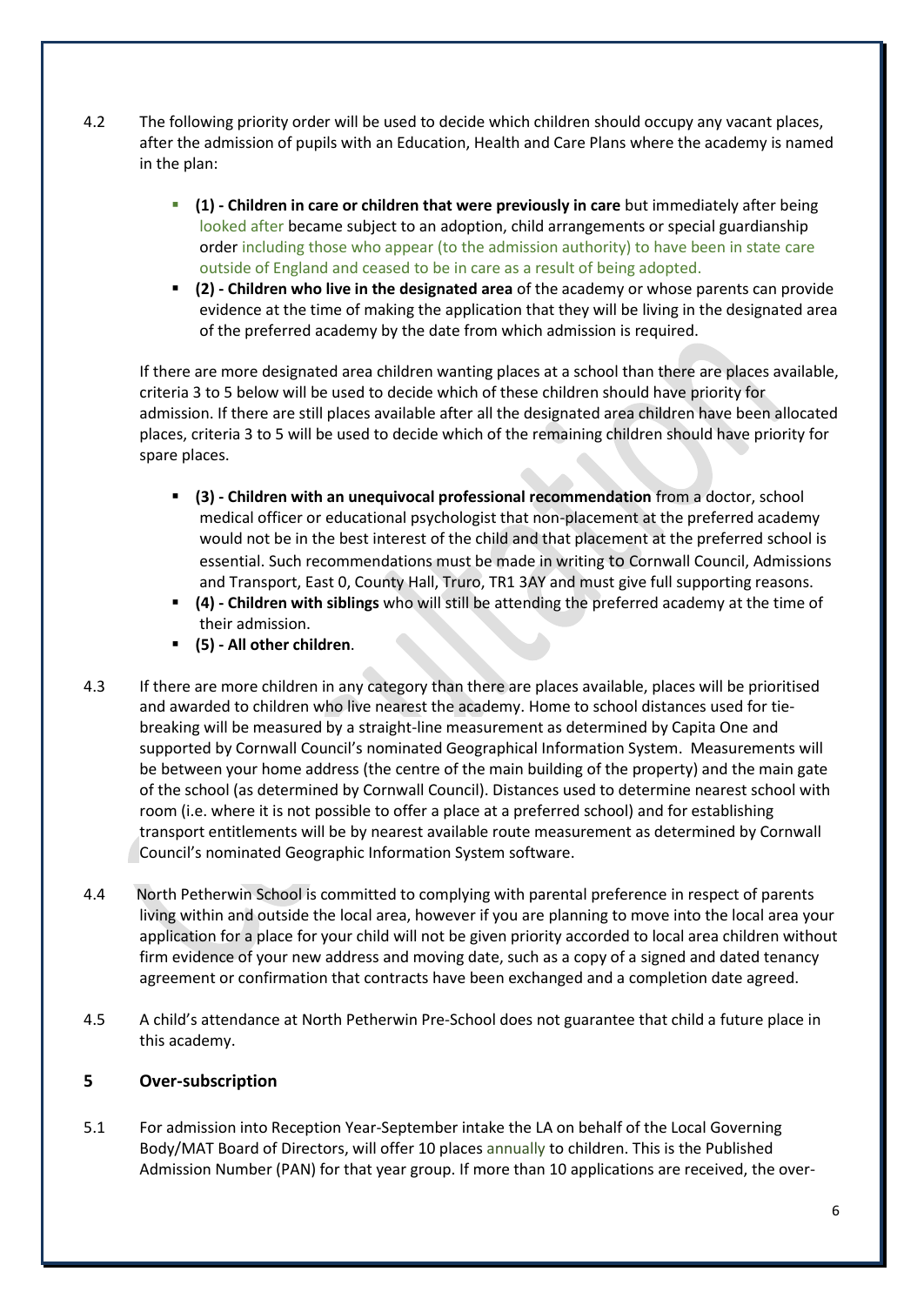4.2 The following priority order will be used to decide which children should occupy any vacant places, after the admission of pupils with an Education, Health and Care Plans where the academy is named in the plan:

- **(1) - Children in care or children that were previously in care** but immediately after being looked after became subject to an adoption, child arrangements or special guardianship order including those who appear (to the admission authority) to have been in state care outside of England and ceased to be in care as a result of being adopted.
- **(2) - Children who live in the designated area** of the academy or whose parents can provide evidence at the time of making the application that they will be living in the designated area of the preferred academy by the date from which admission is required.

If there are more designated area children wanting places at a school than there are places available, criteria 3 to 5 below will be used to decide which of these children should have priority for admission. If there are still places available after all the designated area children have been allocated places, criteria 3 to 5 will be used to decide which of the remaining children should have priority for spare places.

- **(3) - Children with an unequivocal professional recommendation** from a doctor, school medical officer or educational psychologist that non-placement at the preferred academy would not be in the best interest of the child and that placement at the preferred school is essential. Such recommendations must be made in writing to Cornwall Council, Admissions and Transport, East 0, County Hall, Truro, TR1 3AY and must give full supporting reasons.
- **(4) - Children with siblings** who will still be attending the preferred academy at the time of their admission.
- **(5) - All other children**.

4.3 If there are more children in any category than there are places available, places will be prioritised and awarded to children who live nearest the academy. Home to school distances used for tie-breaking will be measured by a straight-line measurement as determined by Capita One and supported by Cornwall Council's nominated Geographical Information System. Measurements will be between your home address (the centre of the main building of the property) and the main gate of the school (as determined by Cornwall Council). Distances used to determine nearest school with room (i.e. where it is not possible to offer a place at a preferred school) and for establishing transport entitlements will be by nearest available route measurement as determined by Cornwall Council's nominated Geographic Information System software.

4.4 North Petherwin School is committed to complying with parental preference in respect of parents living within and outside the local area, however if you are planning to move into the local area your application for a place for your child will not be given priority accorded to local area children without firm evidence of your new address and moving date, such as a copy of a signed and dated tenancy agreement or confirmation that contracts have been exchanged and a completion date agreed.

4.5 A child's attendance at North Petherwin Pre-School does not guarantee that child a future place in this academy.

## 5 Over-subscription

5.1 For admission into Reception Year-September intake the LA on behalf of the Local Governing Body/MAT Board of Directors, will offer 10 places annually to children. This is the Published Admission Number (PAN) for that year group. If more than 10 applications are received, the over-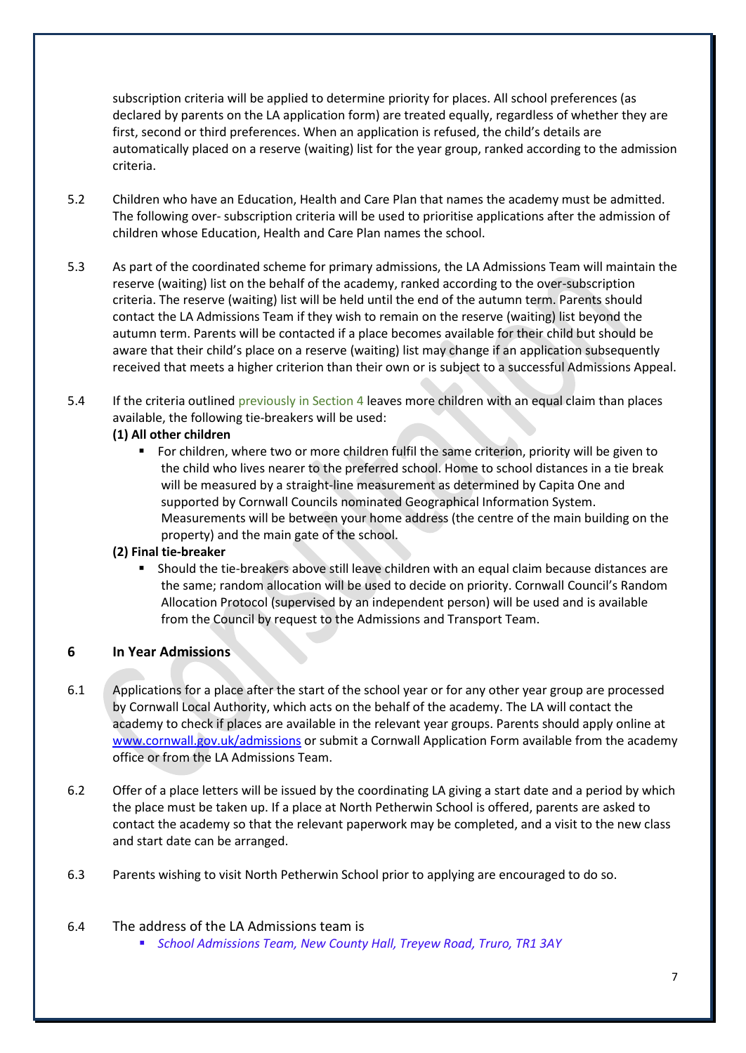subscription criteria will be applied to determine priority for places. All school preferences (as declared by parents on the LA application form) are treated equally, regardless of whether they are first, second or third preferences. When an application is refused, the child's details are automatically placed on a reserve (waiting) list for the year group, ranked according to the admission criteria.

5.2 Children who have an Education, Health and Care Plan that names the academy must be admitted. The following over- subscription criteria will be used to prioritise applications after the admission of children whose Education, Health and Care Plan names the school.

5.3 As part of the coordinated scheme for primary admissions, the LA Admissions Team will maintain the reserve (waiting) list on the behalf of the academy, ranked according to the over-subscription criteria. The reserve (waiting) list will be held until the end of the autumn term. Parents should contact the LA Admissions Team if they wish to remain on the reserve (waiting) list beyond the autumn term. Parents will be contacted if a place becomes available for their child but should be aware that their child's place on a reserve (waiting) list may change if an application subsequently received that meets a higher criterion than their own or is subject to a successful Admissions Appeal.

5.4 If the criteria outlined previously in Section 4 leaves more children with an equal claim than places available, the following tie-breakers will be used:

**(1) All other children**

- For children, where two or more children fulfil the same criterion, priority will be given to the child who lives nearer to the preferred school. Home to school distances in a tie break will be measured by a straight-line measurement as determined by Capita One and supported by Cornwall Councils nominated Geographical Information System. Measurements will be between your home address (the centre of the main building on the property) and the main gate of the school.

**(2) Final tie-breaker**

- Should the tie-breakers above still leave children with an equal claim because distances are the same; random allocation will be used to decide on priority. Cornwall Council's Random Allocation Protocol (supervised by an independent person) will be used and is available from the Council by request to the Admissions and Transport Team.

## 6 In Year Admissions

6.1 Applications for a place after the start of the school year or for any other year group are processed by Cornwall Local Authority, which acts on the behalf of the academy. The LA will contact the academy to check if places are available in the relevant year groups. Parents should apply online at [www.cornwall.gov.uk/admissions](http://www.cornwall.gov.uk/admissions) or submit a Cornwall Application Form available from the academy office or from the LA Admissions Team.

6.2 Offer of a place letters will be issued by the coordinating LA giving a start date and a period by which the place must be taken up. If a place at North Petherwin School is offered, parents are asked to contact the academy so that the relevant paperwork may be completed, and a visit to the new class and start date can be arranged.

6.3 Parents wishing to visit North Petherwin School prior to applying are encouraged to do so.

6.4 The address of the LA Admissions team is

- *School Admissions Team, New County Hall, Treyew Road, Truro, TR1 3AY*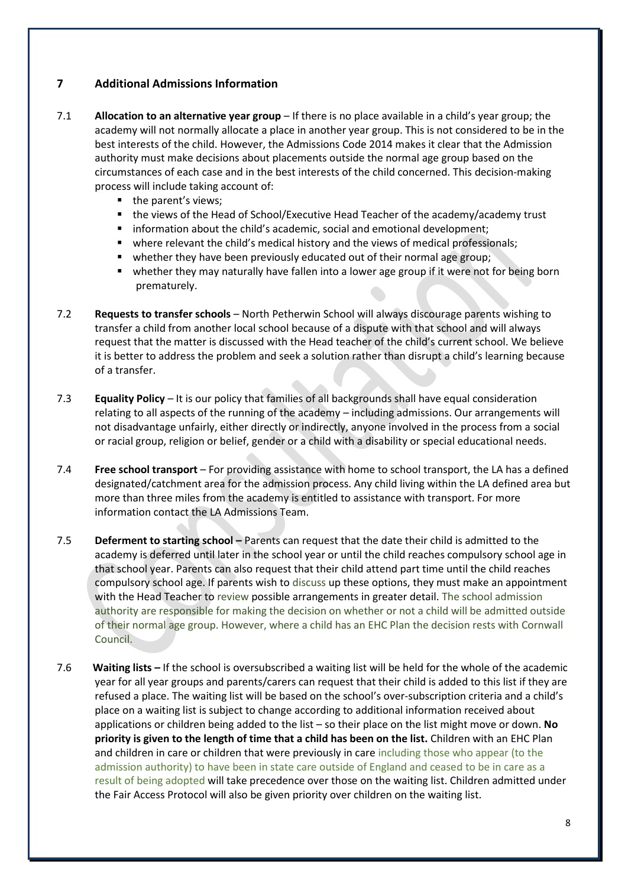## 7 Additional Admissions Information

7.1 **Allocation to an alternative year group** – If there is no place available in a child's year group; the academy will not normally allocate a place in another year group. This is not considered to be in the best interests of the child. However, the Admissions Code 2014 makes it clear that the Admission authority must make decisions about placements outside the normal age group based on the circumstances of each case and in the best interests of the child concerned. This decision-making process will include taking account of:

- the parent's views;
- the views of the Head of School/Executive Head Teacher of the academy/academy trust
- information about the child's academic, social and emotional development;
- where relevant the child's medical history and the views of medical professionals;
- whether they have been previously educated out of their normal age group;
- whether they may naturally have fallen into a lower age group if it were not for being born prematurely.

7.2 **Requests to transfer schools** – North Petherwin School will always discourage parents wishing to transfer a child from another local school because of a dispute with that school and will always request that the matter is discussed with the Head teacher of the child's current school. We believe it is better to address the problem and seek a solution rather than disrupt a child's learning because of a transfer.

7.3 **Equality Policy** – It is our policy that families of all backgrounds shall have equal consideration relating to all aspects of the running of the academy – including admissions. Our arrangements will not disadvantage unfairly, either directly or indirectly, anyone involved in the process from a social or racial group, religion or belief, gender or a child with a disability or special educational needs.

7.4 **Free school transport** – For providing assistance with home to school transport, the LA has a defined designated/catchment area for the admission process. Any child living within the LA defined area but more than three miles from the academy is entitled to assistance with transport. For more information contact the LA Admissions Team.

7.5 **Deferment to starting school –** Parents can request that the date their child is admitted to the academy is deferred until later in the school year or until the child reaches compulsory school age in that school year. Parents can also request that their child attend part time until the child reaches compulsory school age. If parents wish to discuss up these options, they must make an appointment with the Head Teacher to review possible arrangements in greater detail. The school admission authority are responsible for making the decision on whether or not a child will be admitted outside of their normal age group. However, where a child has an EHC Plan the decision rests with Cornwall Council.

7.6 **Waiting lists –** If the school is oversubscribed a waiting list will be held for the whole of the academic year for all year groups and parents/carers can request that their child is added to this list if they are refused a place. The waiting list will be based on the school's over-subscription criteria and a child's place on a waiting list is subject to change according to additional information received about applications or children being added to the list – so their place on the list might move or down. **No priority is given to the length of time that a child has been on the list.** Children with an EHC Plan and children in care or children that were previously in care including those who appear (to the admission authority) to have been in state care outside of England and ceased to be in care as a result of being adopted will take precedence over those on the waiting list. Children admitted under the Fair Access Protocol will also be given priority over children on the waiting list.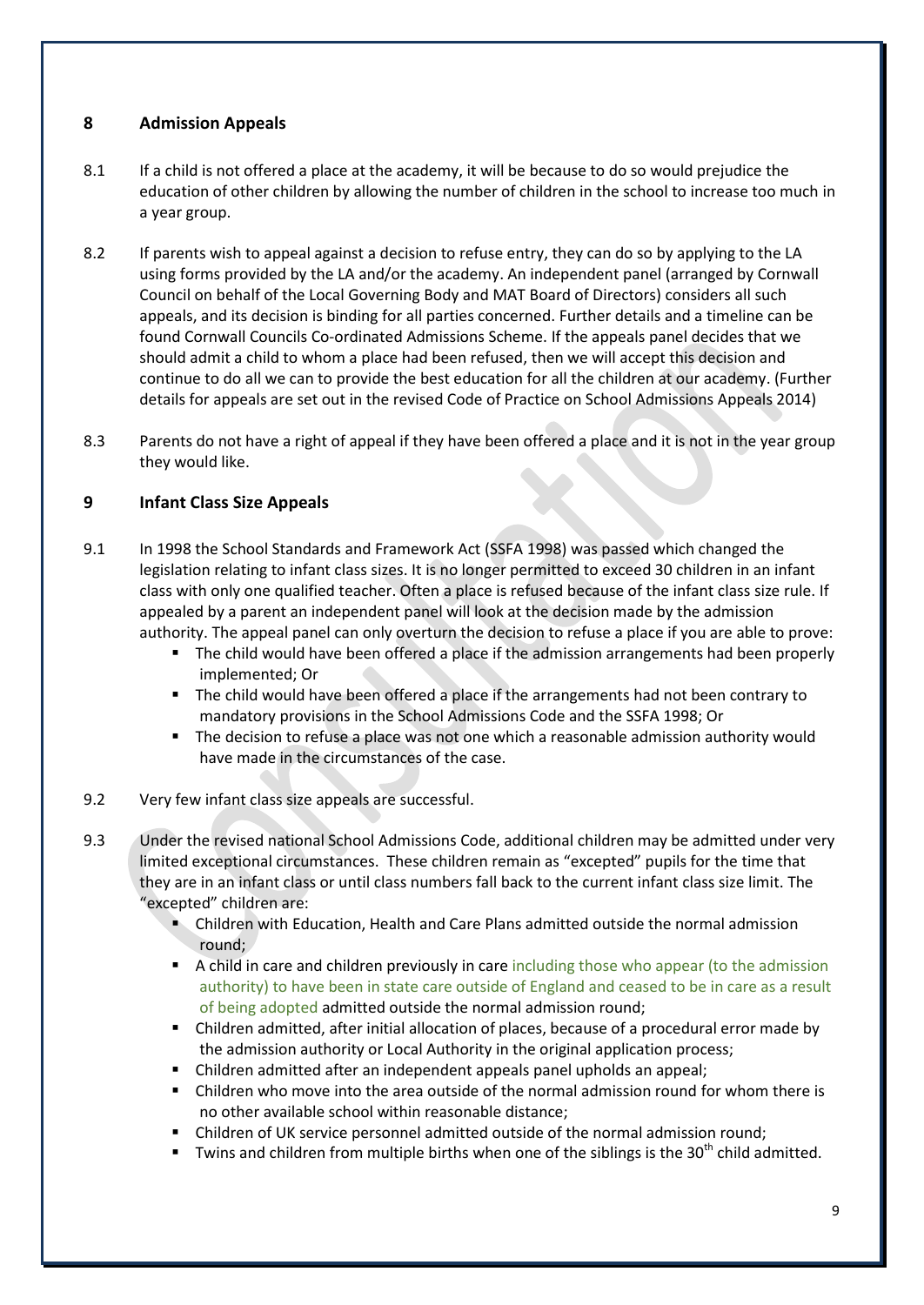## 8 Admission Appeals

8.1 If a child is not offered a place at the academy, it will be because to do so would prejudice the education of other children by allowing the number of children in the school to increase too much in a year group.

8.2 If parents wish to appeal against a decision to refuse entry, they can do so by applying to the LA using forms provided by the LA and/or the academy. An independent panel (arranged by Cornwall Council on behalf of the Local Governing Body and MAT Board of Directors) considers all such appeals, and its decision is binding for all parties concerned. Further details and a timeline can be found Cornwall Councils Co-ordinated Admissions Scheme. If the appeals panel decides that we should admit a child to whom a place had been refused, then we will accept this decision and continue to do all we can to provide the best education for all the children at our academy. (Further details for appeals are set out in the revised Code of Practice on School Admissions Appeals 2014)

8.3 Parents do not have a right of appeal if they have been offered a place and it is not in the year group they would like.

## 9 Infant Class Size Appeals

9.1 In 1998 the School Standards and Framework Act (SSFA 1998) was passed which changed the legislation relating to infant class sizes. It is no longer permitted to exceed 30 children in an infant class with only one qualified teacher. Often a place is refused because of the infant class size rule. If appealed by a parent an independent panel will look at the decision made by the admission authority. The appeal panel can only overturn the decision to refuse a place if you are able to prove:

- The child would have been offered a place if the admission arrangements had been properly implemented; Or
- The child would have been offered a place if the arrangements had not been contrary to mandatory provisions in the School Admissions Code and the SSFA 1998; Or
- The decision to refuse a place was not one which a reasonable admission authority would have made in the circumstances of the case.

9.2 Very few infant class size appeals are successful.

9.3 Under the revised national School Admissions Code, additional children may be admitted under very limited exceptional circumstances. These children remain as "excepted" pupils for the time that they are in an infant class or until class numbers fall back to the current infant class size limit. The "excepted" children are:

- Children with Education, Health and Care Plans admitted outside the normal admission round;
- A child in care and children previously in care including those who appear (to the admission authority) to have been in state care outside of England and ceased to be in care as a result of being adopted admitted outside the normal admission round;
- Children admitted, after initial allocation of places, because of a procedural error made by the admission authority or Local Authority in the original application process;
- Children admitted after an independent appeals panel upholds an appeal;
- Children who move into the area outside of the normal admission round for whom there is no other available school within reasonable distance;
- Children of UK service personnel admitted outside of the normal admission round;
- Twins and children from multiple births when one of the siblings is the 30th child admitted.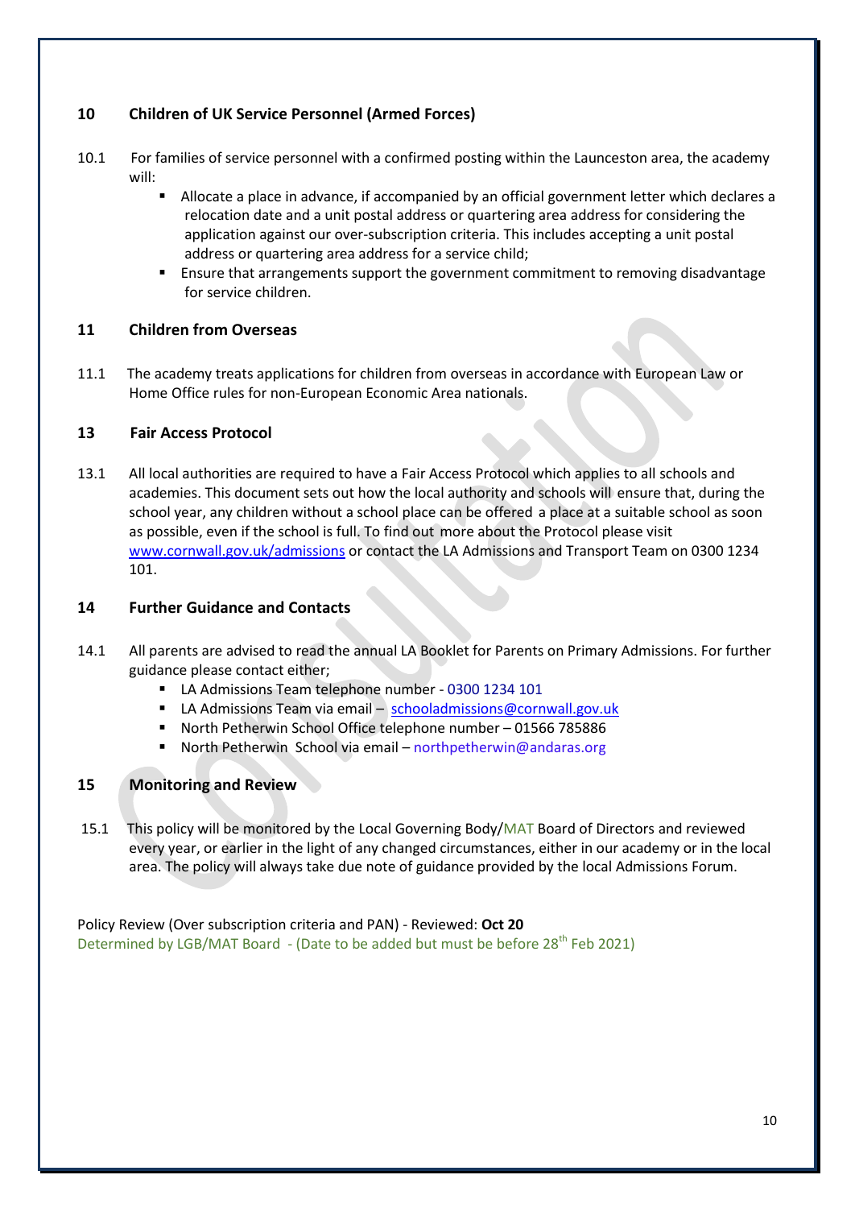## 10 Children of UK Service Personnel (Armed Forces)

10.1 For families of service personnel with a confirmed posting within the Launceston area, the academy will:

- Allocate a place in advance, if accompanied by an official government letter which declares a relocation date and a unit postal address or quartering area address for considering the application against our over-subscription criteria. This includes accepting a unit postal address or quartering area address for a service child;
- Ensure that arrangements support the government commitment to removing disadvantage for service children.

## 11 Children from Overseas

11.1 The academy treats applications for children from overseas in accordance with European Law or Home Office rules for non-European Economic Area nationals.

## 13 Fair Access Protocol

13.1 All local authorities are required to have a Fair Access Protocol which applies to all schools and academies. This document sets out how the local authority and schools will ensure that, during the school year, any children without a school place can be offered a place at a suitable school as soon as possible, even if the school is full. To find out more about the Protocol please visit www.cornwall.gov.uk/admissions or contact the LA Admissions and Transport Team on 0300 1234 101.

## 14 Further Guidance and Contacts

14.1 All parents are advised to read the annual LA Booklet for Parents on Primary Admissions. For further guidance please contact either;

- LA Admissions Team telephone number - 0300 1234 101
- LA Admissions Team via email – schooladmissions@cornwall.gov.uk
- North Petherwin School Office telephone number – 01566 785886
- North Petherwin School via email – northpetherwin@andaras.org

## 15 Monitoring and Review

15.1 This policy will be monitored by the Local Governing Body/MAT Board of Directors and reviewed every year, or earlier in the light of any changed circumstances, either in our academy or in the local area. The policy will always take due note of guidance provided by the local Admissions Forum.

Policy Review (Over subscription criteria and PAN) - Reviewed: **Oct 20**
Determined by LGB/MAT Board - (Date to be added but must be before 28th Feb 2021)